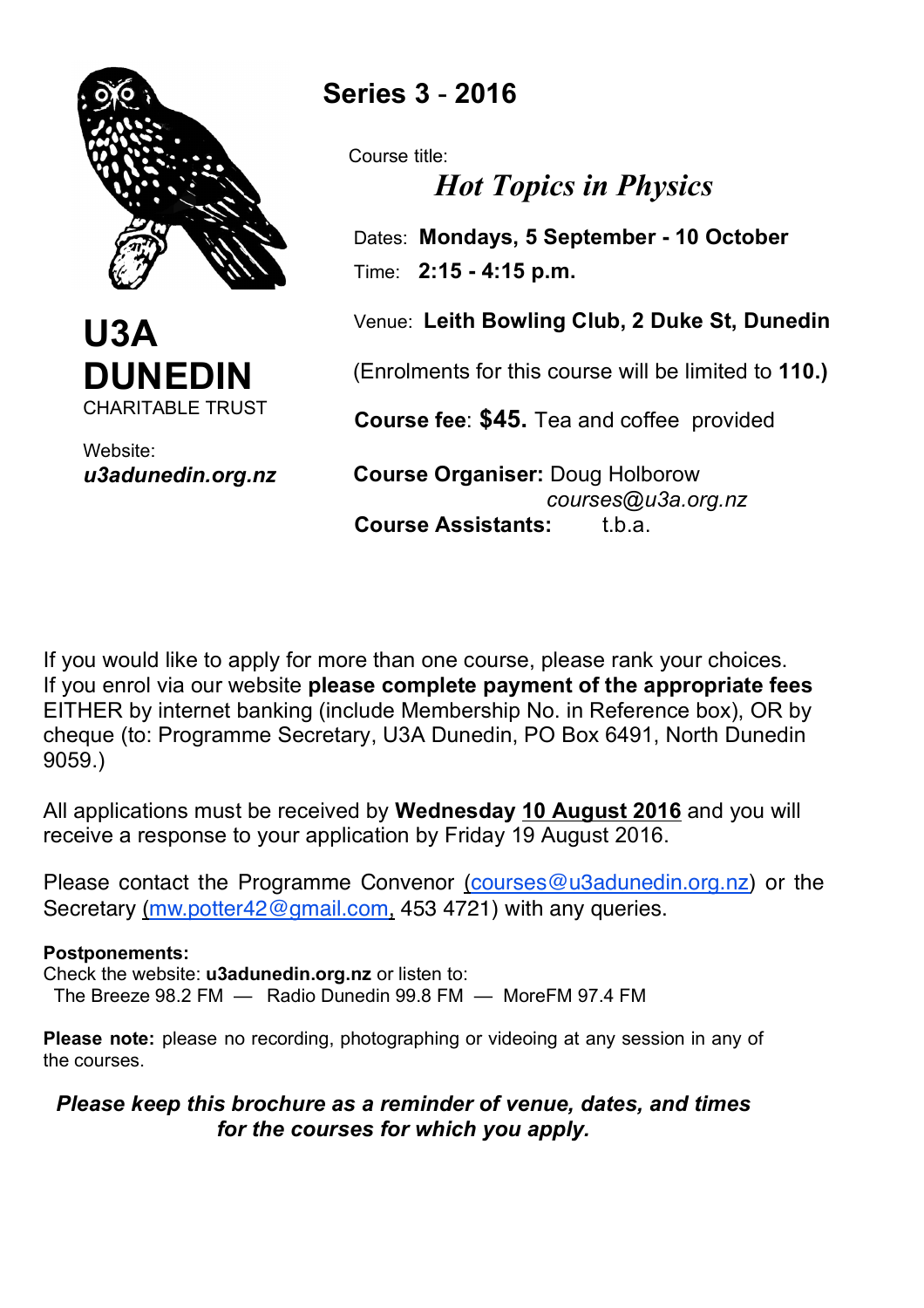# U3A DUNEDIN

CHARITABLE TRUST

Website:
***u3adunedin.org.nz***

## Series 3 - 2016

Course title:

***Hot Topics in Physics***

Dates: **Mondays, 5 September - 10 October**

Time: **2:15 - 4:15 p.m.**

Venue: **Leith Bowling Club, 2 Duke St, Dunedin**

(Enrolments for this course will be limited to **110.)**

**Course fee**: **$45.** Tea and coffee provided

**Course Organiser:** Doug Holborow
*courses@u3a.org.nz*

**Course Assistants:** t.b.a.

If you would like to apply for more than one course, please rank your choices.
If you enrol via our website **please complete payment of the appropriate fees** EITHER by internet banking (include Membership No. in Reference box), OR by cheque (to: Programme Secretary, U3A Dunedin, PO Box 6491, North Dunedin 9059.)

All applications must be received by **Wednesday 10 August 2016** and you will receive a response to your application by Friday 19 August 2016.

Please contact the Programme Convenor (courses@u3adunedin.org.nz) or the Secretary (mw.potter42@gmail.com, 453 4721) with any queries.

**Postponements:**
Check the website: **u3adunedin.org.nz** or listen to:
The Breeze 98.2 FM — Radio Dunedin 99.8 FM — MoreFM 97.4 FM

**Please note:** please no recording, photographing or videoing at any session in any of the courses.

***Please keep this brochure as a reminder of venue, dates, and times for the courses for which you apply.***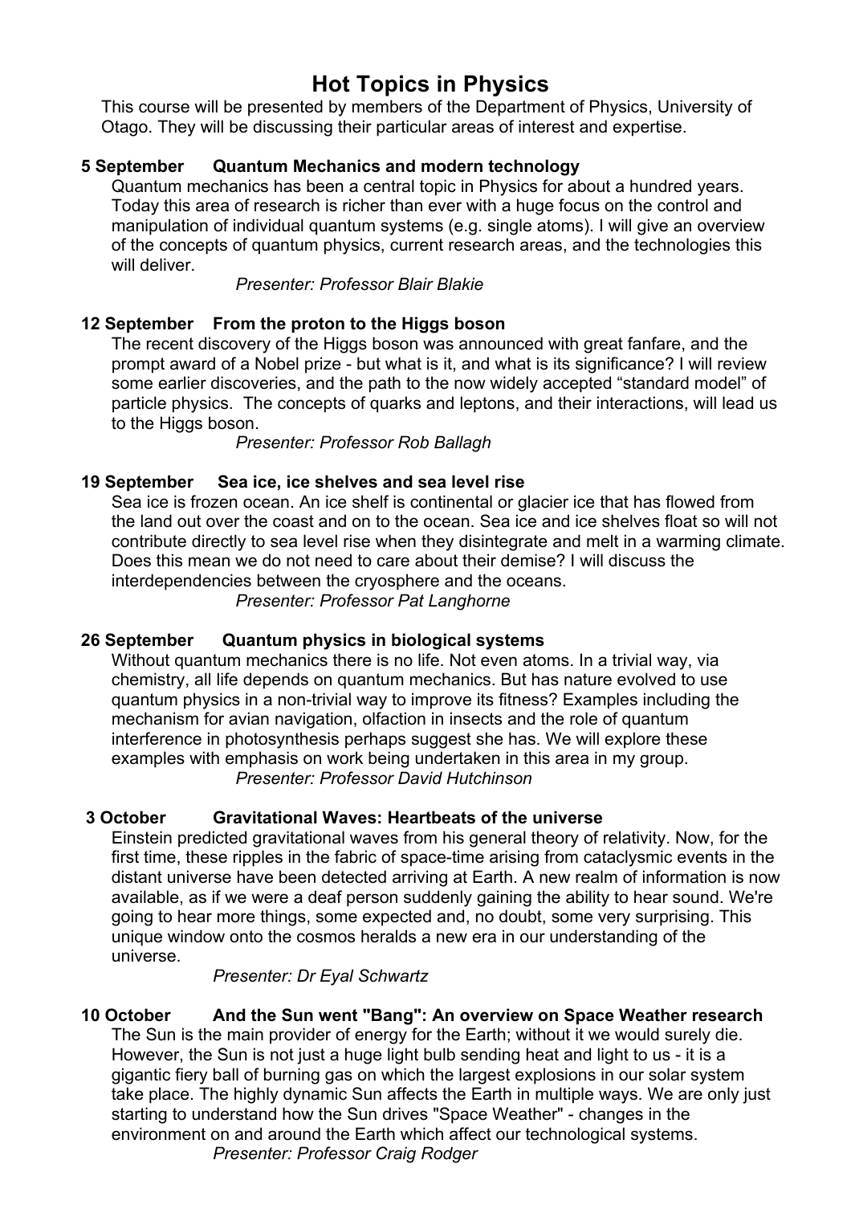# Hot Topics in Physics

This course will be presented by members of the Department of Physics, University of Otago. They will be discussing their particular areas of interest and expertise.

**5 September Quantum Mechanics and modern technology**

Quantum mechanics has been a central topic in Physics for about a hundred years. Today this area of research is richer than ever with a huge focus on the control and manipulation of individual quantum systems (e.g. single atoms). I will give an overview of the concepts of quantum physics, current research areas, and the technologies this will deliver.

*Presenter: Professor Blair Blakie*

**12 September From the proton to the Higgs boson**

The recent discovery of the Higgs boson was announced with great fanfare, and the prompt award of a Nobel prize - but what is it, and what is its significance? I will review some earlier discoveries, and the path to the now widely accepted "standard model" of particle physics. The concepts of quarks and leptons, and their interactions, will lead us to the Higgs boson.

*Presenter: Professor Rob Ballagh*

**19 September Sea ice, ice shelves and sea level rise**

Sea ice is frozen ocean. An ice shelf is continental or glacier ice that has flowed from the land out over the coast and on to the ocean. Sea ice and ice shelves float so will not contribute directly to sea level rise when they disintegrate and melt in a warming climate. Does this mean we do not need to care about their demise? I will discuss the interdependencies between the cryosphere and the oceans.

*Presenter: Professor Pat Langhorne*

**26 September Quantum physics in biological systems**

Without quantum mechanics there is no life. Not even atoms. In a trivial way, via chemistry, all life depends on quantum mechanics. But has nature evolved to use quantum physics in a non-trivial way to improve its fitness? Examples including the mechanism for avian navigation, olfaction in insects and the role of quantum interference in photosynthesis perhaps suggest she has. We will explore these examples with emphasis on work being undertaken in this area in my group.

*Presenter: Professor David Hutchinson*

**3 October Gravitational Waves: Heartbeats of the universe**

Einstein predicted gravitational waves from his general theory of relativity. Now, for the first time, these ripples in the fabric of space-time arising from cataclysmic events in the distant universe have been detected arriving at Earth. A new realm of information is now available, as if we were a deaf person suddenly gaining the ability to hear sound. We're going to hear more things, some expected and, no doubt, some very surprising. This unique window onto the cosmos heralds a new era in our understanding of the universe.

*Presenter: Dr Eyal Schwartz*

**10 October And the Sun went "Bang": An overview on Space Weather research**

The Sun is the main provider of energy for the Earth; without it we would surely die. However, the Sun is not just a huge light bulb sending heat and light to us - it is a gigantic fiery ball of burning gas on which the largest explosions in our solar system take place. The highly dynamic Sun affects the Earth in multiple ways. We are only just starting to understand how the Sun drives "Space Weather" - changes in the environment on and around the Earth which affect our technological systems.

*Presenter: Professor Craig Rodger*